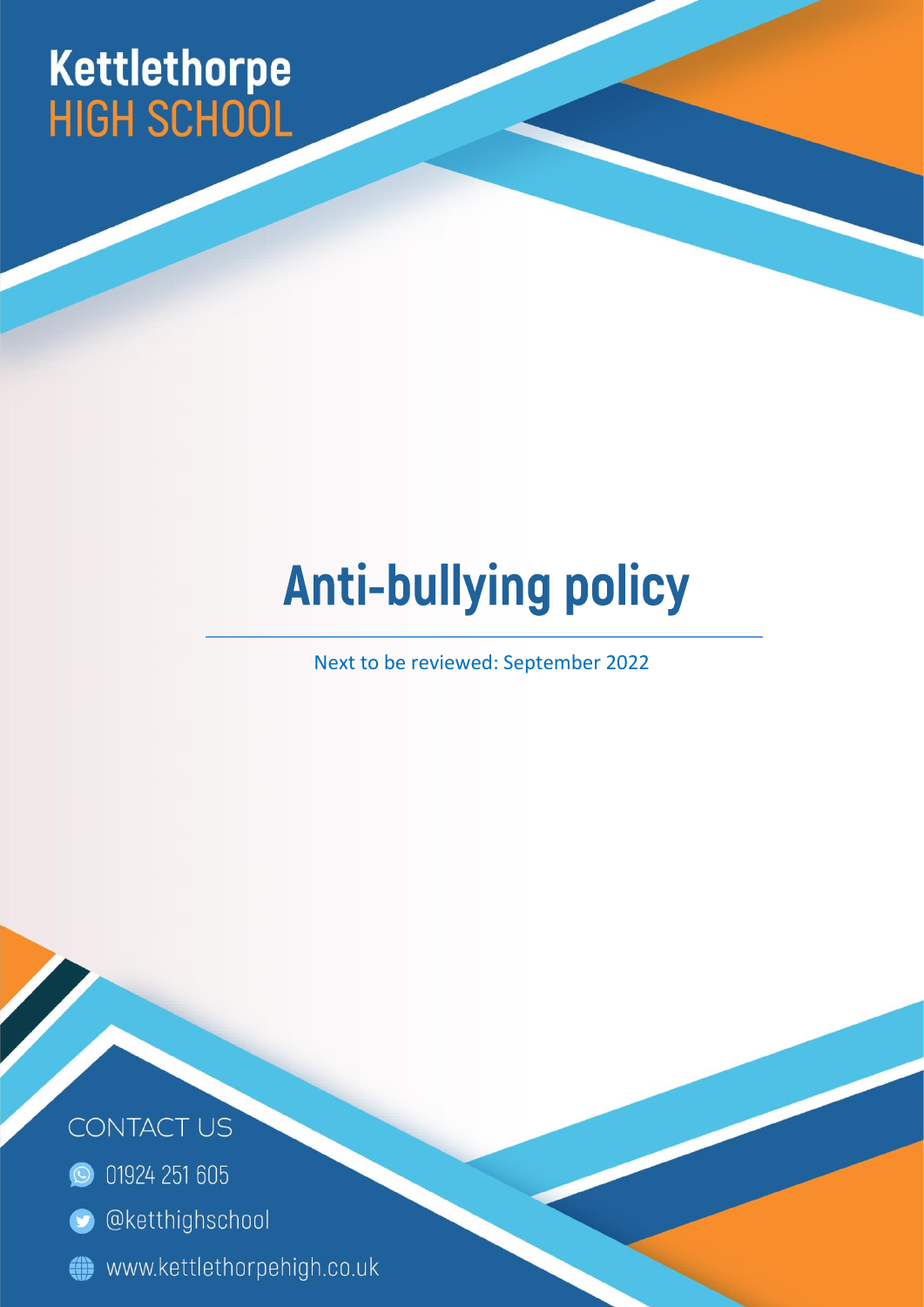Kettlethorpe
HIGH SCHOOL

# Anti-bullying policy

Next to be reviewed: September 2022

CONTACT US

01924 251 605

@ketthighschool

www.kettlethorpehigh.co.uk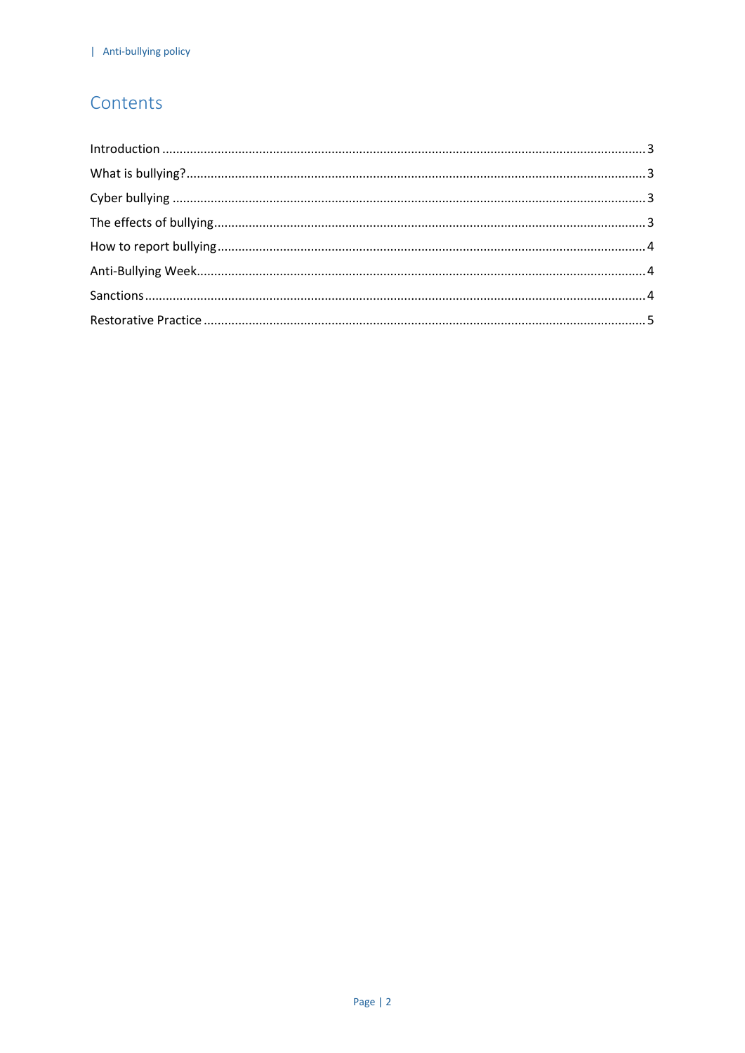# Contents

| | |
|---|---|
| Introduction | 3 |
| What is bullying? | 3 |
| Cyber bullying | 3 |
| The effects of bullying | 3 |
| How to report bullying | 4 |
| Anti-Bullying Week | 4 |
| Sanctions | 4 |
| Restorative Practice | 5 |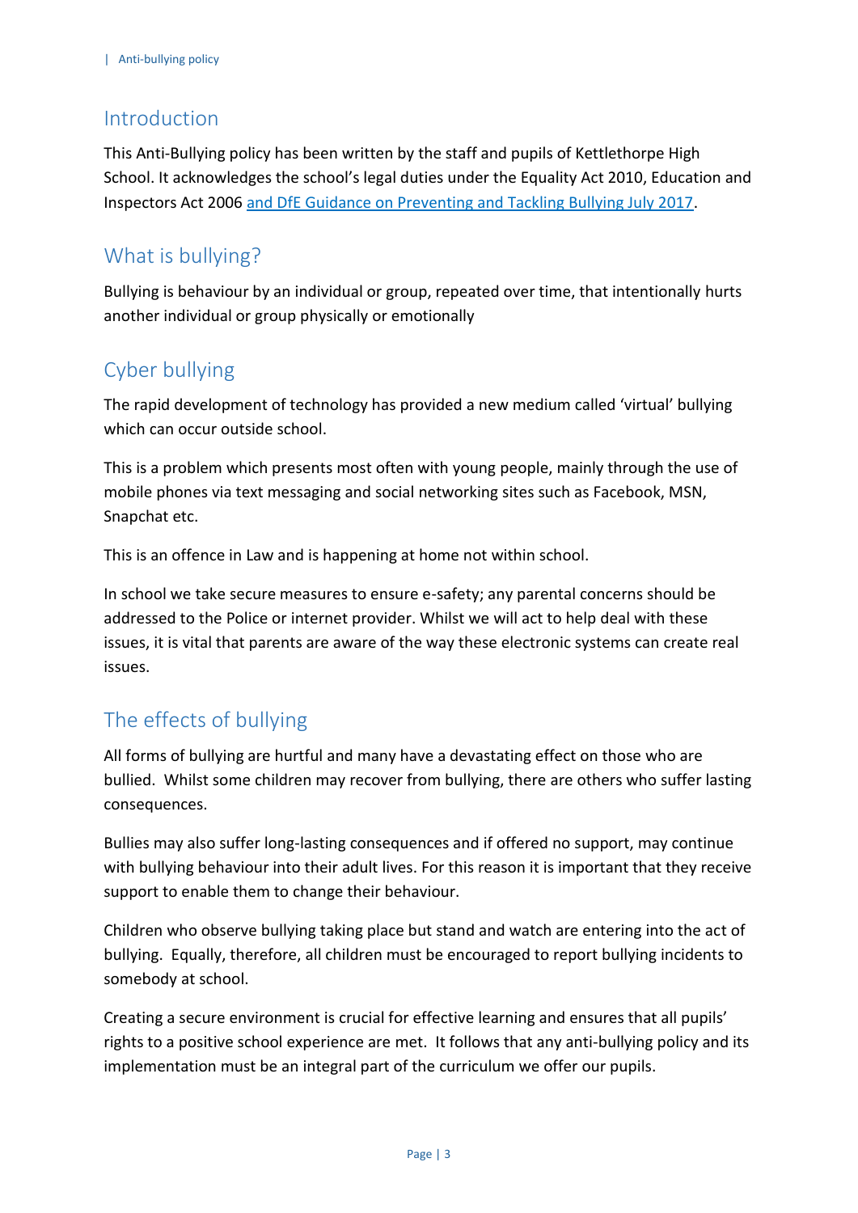## Introduction

This Anti-Bullying policy has been written by the staff and pupils of Kettlethorpe High School. It acknowledges the school's legal duties under the Equality Act 2010, Education and Inspectors Act 2006 and DfE Guidance on Preventing and Tackling Bullying July 2017.

## What is bullying?

Bullying is behaviour by an individual or group, repeated over time, that intentionally hurts another individual or group physically or emotionally

## Cyber bullying

The rapid development of technology has provided a new medium called 'virtual' bullying which can occur outside school.

This is a problem which presents most often with young people, mainly through the use of mobile phones via text messaging and social networking sites such as Facebook, MSN, Snapchat etc.

This is an offence in Law and is happening at home not within school.

In school we take secure measures to ensure e-safety; any parental concerns should be addressed to the Police or internet provider. Whilst we will act to help deal with these issues, it is vital that parents are aware of the way these electronic systems can create real issues.

## The effects of bullying

All forms of bullying are hurtful and many have a devastating effect on those who are bullied. Whilst some children may recover from bullying, there are others who suffer lasting consequences.

Bullies may also suffer long-lasting consequences and if offered no support, may continue with bullying behaviour into their adult lives. For this reason it is important that they receive support to enable them to change their behaviour.

Children who observe bullying taking place but stand and watch are entering into the act of bullying. Equally, therefore, all children must be encouraged to report bullying incidents to somebody at school.

Creating a secure environment is crucial for effective learning and ensures that all pupils' rights to a positive school experience are met. It follows that any anti-bullying policy and its implementation must be an integral part of the curriculum we offer our pupils.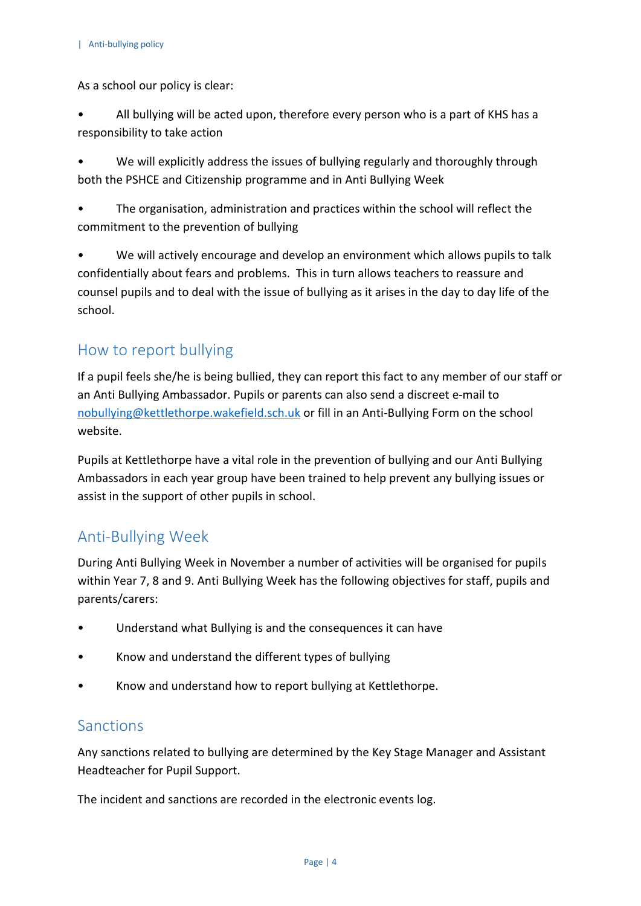As a school our policy is clear:

- All bullying will be acted upon, therefore every person who is a part of KHS has a responsibility to take action
- We will explicitly address the issues of bullying regularly and thoroughly through both the PSHCE and Citizenship programme and in Anti Bullying Week
- The organisation, administration and practices within the school will reflect the commitment to the prevention of bullying
- We will actively encourage and develop an environment which allows pupils to talk confidentially about fears and problems. This in turn allows teachers to reassure and counsel pupils and to deal with the issue of bullying as it arises in the day to day life of the school.

## How to report bullying

If a pupil feels she/he is being bullied, they can report this fact to any member of our staff or an Anti Bullying Ambassador. Pupils or parents can also send a discreet e-mail to nobullying@kettlethorpe.wakefield.sch.uk or fill in an Anti-Bullying Form on the school website.

Pupils at Kettlethorpe have a vital role in the prevention of bullying and our Anti Bullying Ambassadors in each year group have been trained to help prevent any bullying issues or assist in the support of other pupils in school.

## Anti-Bullying Week

During Anti Bullying Week in November a number of activities will be organised for pupils within Year 7, 8 and 9. Anti Bullying Week has the following objectives for staff, pupils and parents/carers:

- Understand what Bullying is and the consequences it can have
- Know and understand the different types of bullying
- Know and understand how to report bullying at Kettlethorpe.

## Sanctions

Any sanctions related to bullying are determined by the Key Stage Manager and Assistant Headteacher for Pupil Support.

The incident and sanctions are recorded in the electronic events log.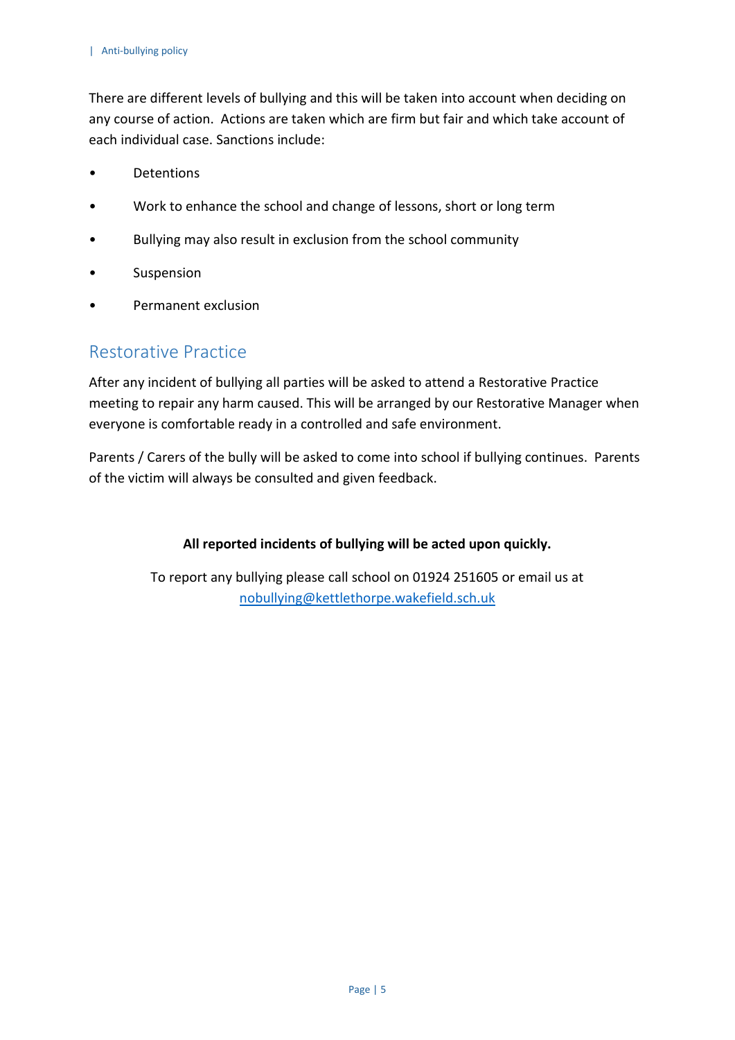There are different levels of bullying and this will be taken into account when deciding on any course of action. Actions are taken which are firm but fair and which take account of each individual case. Sanctions include:

- Detentions
- Work to enhance the school and change of lessons, short or long term
- Bullying may also result in exclusion from the school community
- Suspension
- Permanent exclusion

## Restorative Practice

After any incident of bullying all parties will be asked to attend a Restorative Practice meeting to repair any harm caused. This will be arranged by our Restorative Manager when everyone is comfortable ready in a controlled and safe environment.

Parents / Carers of the bully will be asked to come into school if bullying continues. Parents of the victim will always be consulted and given feedback.

**All reported incidents of bullying will be acted upon quickly.**

To report any bullying please call school on 01924 251605 or email us at nobullying@kettlethorpe.wakefield.sch.uk